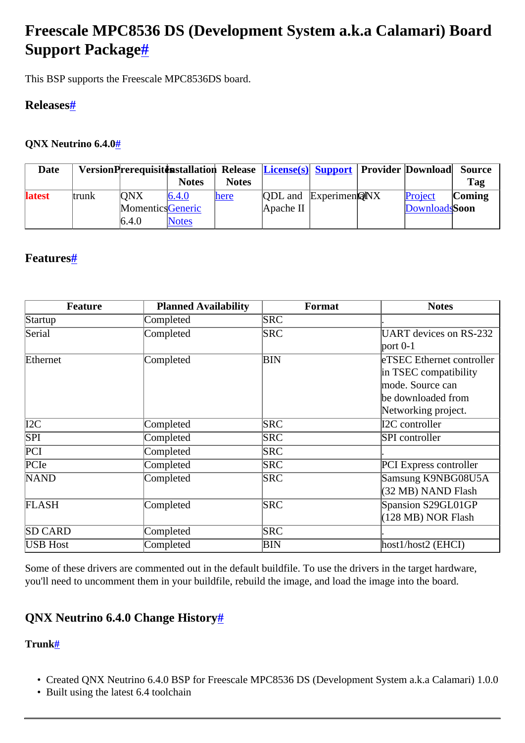# Freescale MPC8536 DS (Development System a.k.a Calamari) Board Support Package#

This BSP supports the Freescale MPC8536DS board.

## Releases#

### QNX Neutrino 6.4.0#

| Date | Version | Prerequisites | Installation Notes | Release Notes | License(s) | Support | Provider | Download | Source Tag |
|---|---|---|---|---|---|---|---|---|---|
| latest | trunk | QNX Momentics 6.4.0 | 6.4.0 Generic Notes | here | QDL and Apache II | Experimental | QNX | Project Downloads | Coming Soon |

## Features#

| Feature | Planned Availability | Format | Notes |
|---|---|---|---|
| Startup | Completed | SRC | . |
| Serial | Completed | SRC | UART devices on RS-232 port 0-1 |
| Ethernet | Completed | BIN | eTSEC Ethernet controller in TSEC compatibility mode. Source can be downloaded from Networking project. |
| I2C | Completed | SRC | I2C controller |
| SPI | Completed | SRC | SPI controller |
| PCI | Completed | SRC | . |
| PCIe | Completed | SRC | PCI Express controller |
| NAND | Completed | SRC | Samsung K9NBG08U5A (32 MB) NAND Flash |
| FLASH | Completed | SRC | Spansion S29GL01GP (128 MB) NOR Flash |
| SD CARD | Completed | SRC | . |
| USB Host | Completed | BIN | host1/host2 (EHCI) |

Some of these drivers are commented out in the default buildfile. To use the drivers in the target hardware, you'll need to uncomment them in your buildfile, rebuild the image, and load the image into the board.

## QNX Neutrino 6.4.0 Change History#

### Trunk#

- Created QNX Neutrino 6.4.0 BSP for Freescale MPC8536 DS (Development System a.k.a Calamari) 1.0.0
- Built using the latest 6.4 toolchain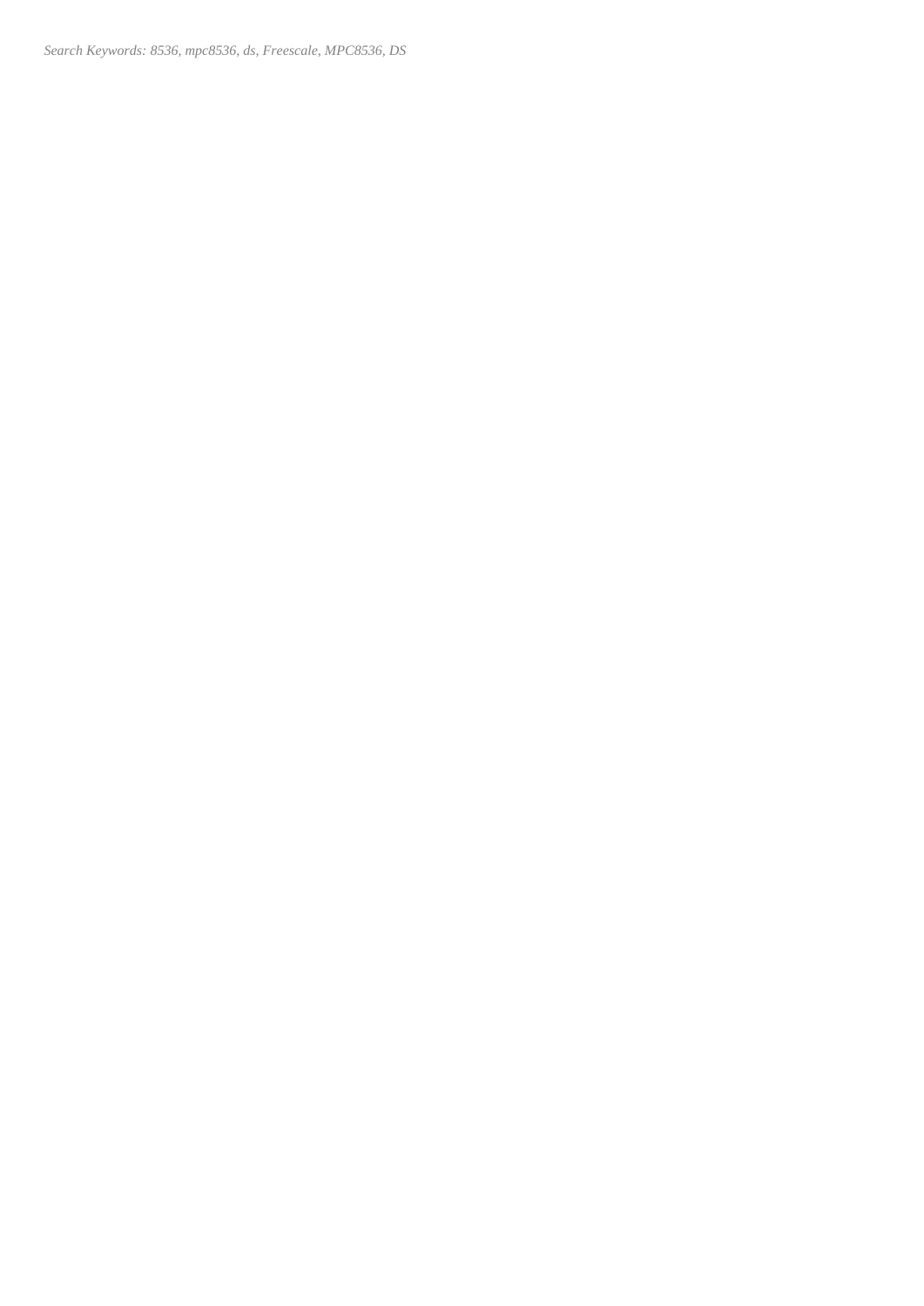*Search Keywords: 8536, mpc8536, ds, Freescale, MPC8536, DS*